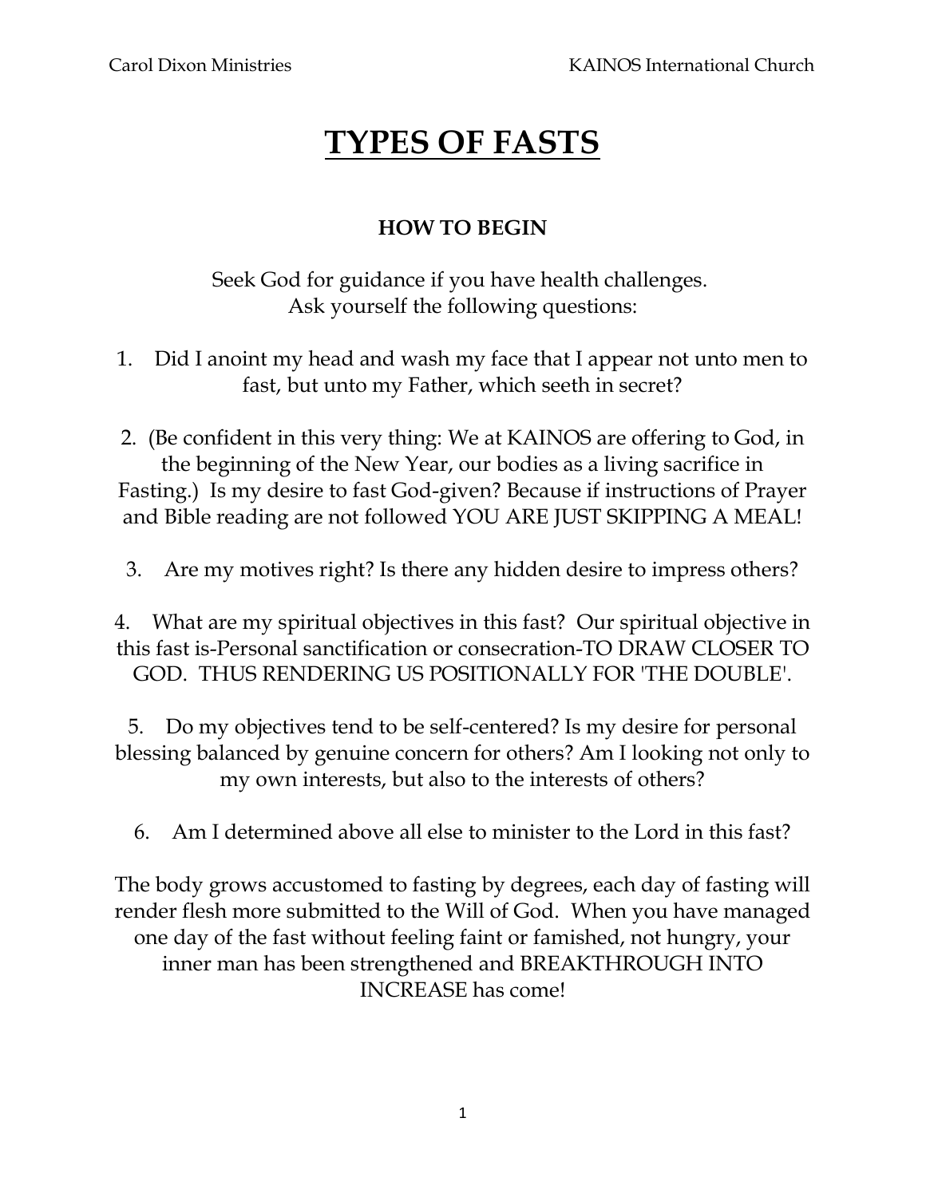# TYPES OF FASTS

## HOW TO BEGIN

Seek God for guidance if you have health challenges.
Ask yourself the following questions:

1. Did I anoint my head and wash my face that I appear not unto men to fast, but unto my Father, which seeth in secret?

2. (Be confident in this very thing: We at KAINOS are offering to God, in the beginning of the New Year, our bodies as a living sacrifice in Fasting.) Is my desire to fast God-given? Because if instructions of Prayer and Bible reading are not followed YOU ARE JUST SKIPPING A MEAL!

3. Are my motives right? Is there any hidden desire to impress others?

4. What are my spiritual objectives in this fast? Our spiritual objective in this fast is-Personal sanctification or consecration-TO DRAW CLOSER TO GOD. THUS RENDERING US POSITIONALLY FOR 'THE DOUBLE'.

5. Do my objectives tend to be self-centered? Is my desire for personal blessing balanced by genuine concern for others? Am I looking not only to my own interests, but also to the interests of others?

6. Am I determined above all else to minister to the Lord in this fast?

The body grows accustomed to fasting by degrees, each day of fasting will render flesh more submitted to the Will of God. When you have managed one day of the fast without feeling faint or famished, not hungry, your inner man has been strengthened and BREAKTHROUGH INTO INCREASE has come!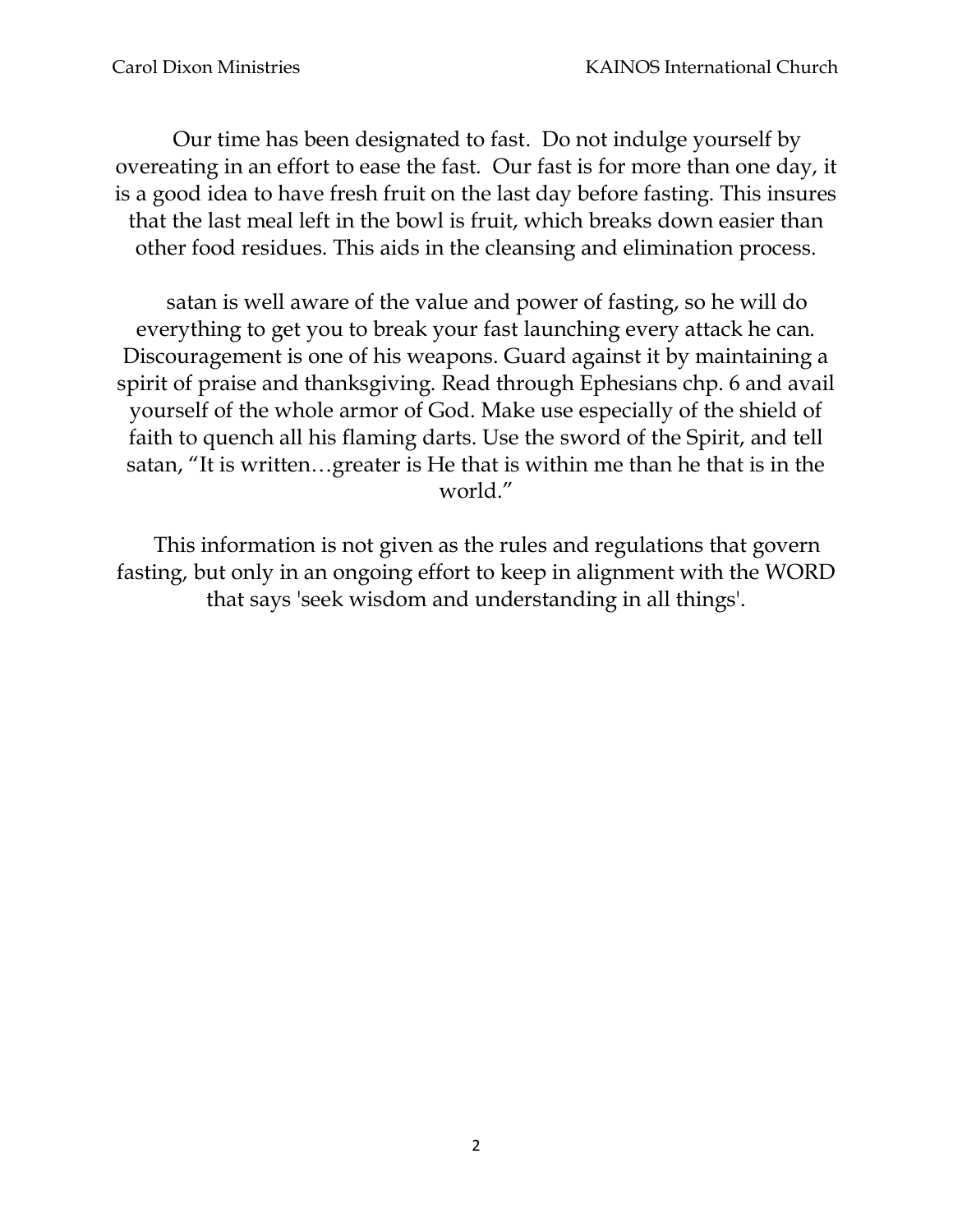Our time has been designated to fast.  Do not indulge yourself by overeating in an effort to ease the fast.  Our fast is for more than one day, it is a good idea to have fresh fruit on the last day before fasting. This insures that the last meal left in the bowl is fruit, which breaks down easier than other food residues. This aids in the cleansing and elimination process.

satan is well aware of the value and power of fasting, so he will do everything to get you to break your fast launching every attack he can. Discouragement is one of his weapons. Guard against it by maintaining a spirit of praise and thanksgiving. Read through Ephesians chp. 6 and avail yourself of the whole armor of God. Make use especially of the shield of faith to quench all his flaming darts. Use the sword of the Spirit, and tell satan, "It is written…greater is He that is within me than he that is in the world."

This information is not given as the rules and regulations that govern fasting, but only in an ongoing effort to keep in alignment with the WORD that says 'seek wisdom and understanding in all things'.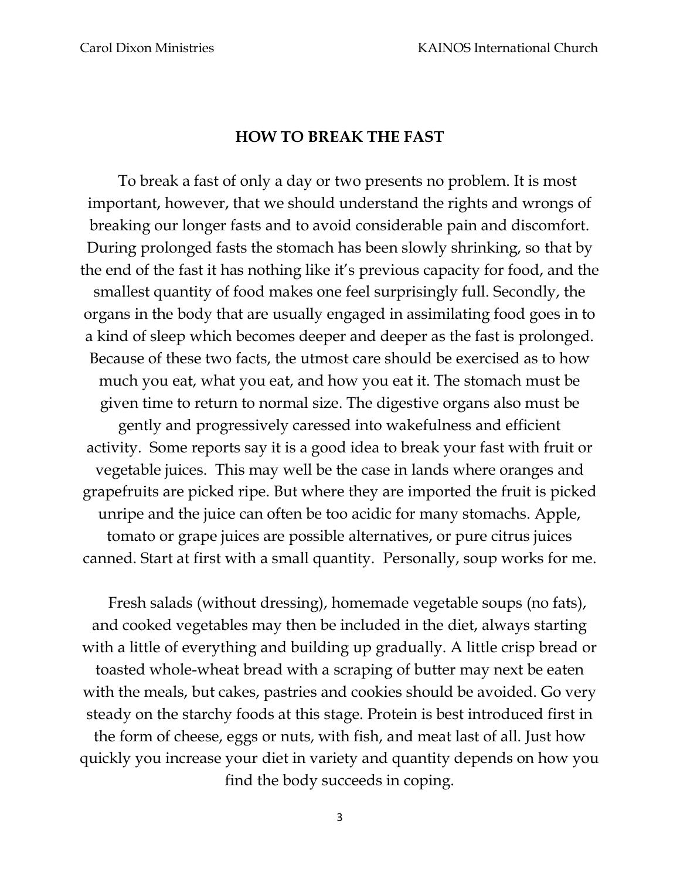## HOW TO BREAK THE FAST

To break a fast of only a day or two presents no problem. It is most important, however, that we should understand the rights and wrongs of breaking our longer fasts and to avoid considerable pain and discomfort. During prolonged fasts the stomach has been slowly shrinking, so that by the end of the fast it has nothing like it's previous capacity for food, and the smallest quantity of food makes one feel surprisingly full. Secondly, the organs in the body that are usually engaged in assimilating food goes in to a kind of sleep which becomes deeper and deeper as the fast is prolonged. Because of these two facts, the utmost care should be exercised as to how much you eat, what you eat, and how you eat it. The stomach must be given time to return to normal size. The digestive organs also must be gently and progressively caressed into wakefulness and efficient activity. Some reports say it is a good idea to break your fast with fruit or vegetable juices. This may well be the case in lands where oranges and grapefruits are picked ripe. But where they are imported the fruit is picked unripe and the juice can often be too acidic for many stomachs. Apple, tomato or grape juices are possible alternatives, or pure citrus juices canned. Start at first with a small quantity. Personally, soup works for me.

Fresh salads (without dressing), homemade vegetable soups (no fats), and cooked vegetables may then be included in the diet, always starting with a little of everything and building up gradually. A little crisp bread or toasted whole-wheat bread with a scraping of butter may next be eaten with the meals, but cakes, pastries and cookies should be avoided. Go very steady on the starchy foods at this stage. Protein is best introduced first in the form of cheese, eggs or nuts, with fish, and meat last of all. Just how quickly you increase your diet in variety and quantity depends on how you find the body succeeds in coping.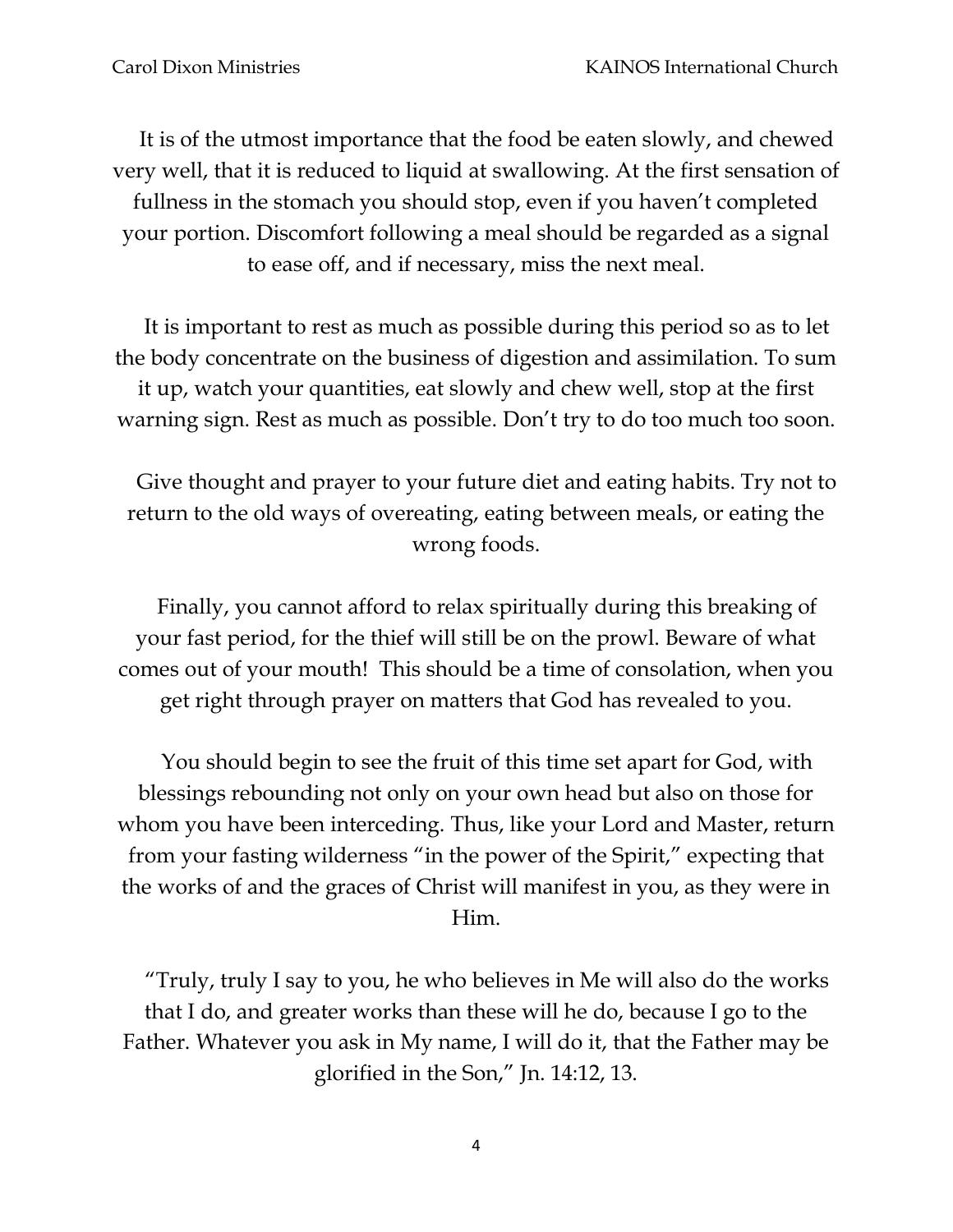It is of the utmost importance that the food be eaten slowly, and chewed very well, that it is reduced to liquid at swallowing. At the first sensation of fullness in the stomach you should stop, even if you haven't completed your portion. Discomfort following a meal should be regarded as a signal to ease off, and if necessary, miss the next meal.

It is important to rest as much as possible during this period so as to let the body concentrate on the business of digestion and assimilation. To sum it up, watch your quantities, eat slowly and chew well, stop at the first warning sign. Rest as much as possible. Don't try to do too much too soon.

Give thought and prayer to your future diet and eating habits. Try not to return to the old ways of overeating, eating between meals, or eating the wrong foods.

Finally, you cannot afford to relax spiritually during this breaking of your fast period, for the thief will still be on the prowl. Beware of what comes out of your mouth! This should be a time of consolation, when you get right through prayer on matters that God has revealed to you.

You should begin to see the fruit of this time set apart for God, with blessings rebounding not only on your own head but also on those for whom you have been interceding. Thus, like your Lord and Master, return from your fasting wilderness "in the power of the Spirit," expecting that the works of and the graces of Christ will manifest in you, as they were in Him.

"Truly, truly I say to you, he who believes in Me will also do the works that I do, and greater works than these will he do, because I go to the Father. Whatever you ask in My name, I will do it, that the Father may be glorified in the Son," Jn. 14:12, 13.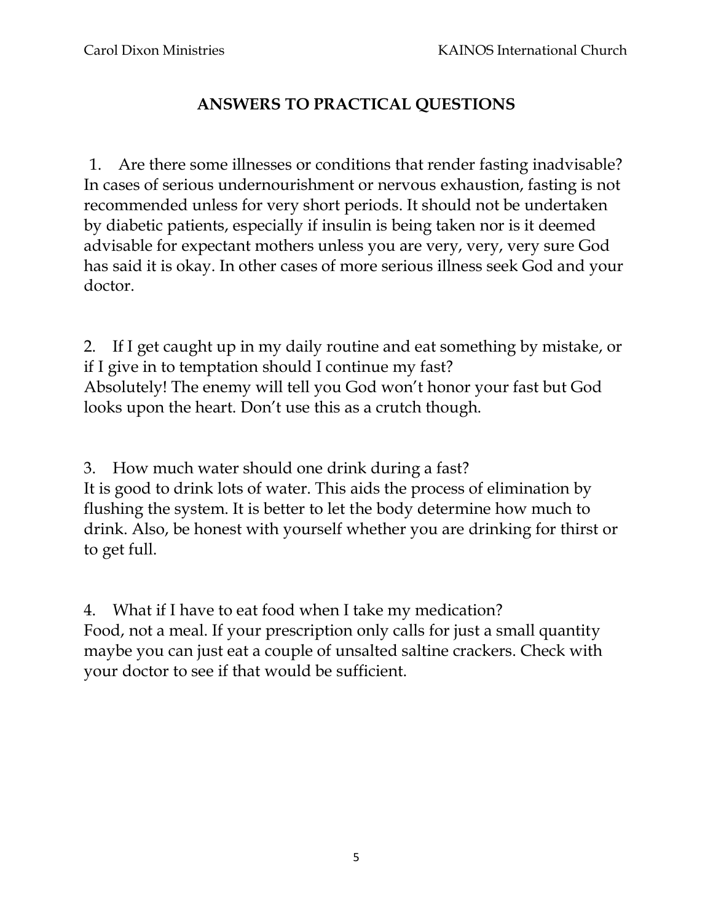## ANSWERS TO PRACTICAL QUESTIONS

1. Are there some illnesses or conditions that render fasting inadvisable?
In cases of serious undernourishment or nervous exhaustion, fasting is not recommended unless for very short periods. It should not be undertaken by diabetic patients, especially if insulin is being taken nor is it deemed advisable for expectant mothers unless you are very, very, very sure God has said it is okay. In other cases of more serious illness seek God and your doctor.

2. If I get caught up in my daily routine and eat something by mistake, or if I give in to temptation should I continue my fast?
Absolutely! The enemy will tell you God won't honor your fast but God looks upon the heart. Don't use this as a crutch though.

3. How much water should one drink during a fast?
It is good to drink lots of water. This aids the process of elimination by flushing the system. It is better to let the body determine how much to drink. Also, be honest with yourself whether you are drinking for thirst or to get full.

4. What if I have to eat food when I take my medication?
Food, not a meal. If your prescription only calls for just a small quantity maybe you can just eat a couple of unsalted saltine crackers. Check with your doctor to see if that would be sufficient.